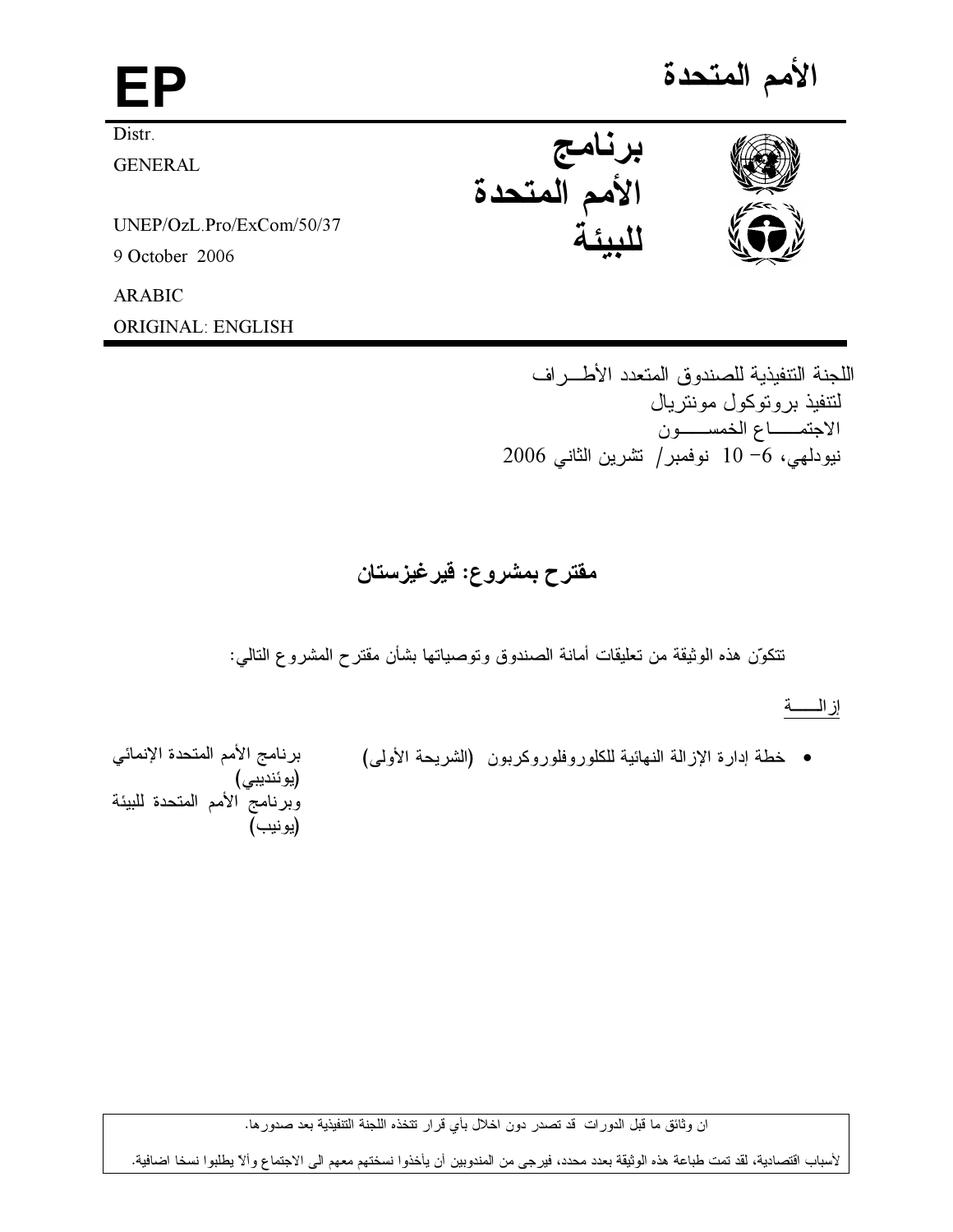EP

# الأمم المتحدة

Distr.
GENERAL

UNEP/OzL.Pro/ExCom/50/37
9 October 2006

ARABIC
ORIGINAL: ENGLISH

**برنامج الأمم المتحدة للبيئة**

اللجنة التنفيذية للصندوق المتعدد الأطـــراف
لتنفيذ بروتوكول مونتريال
الاجتمـــــاع الخمســـــون
نيودلهي، 6- 10 نوفمبر/ تشرين الثاني 2006

## مقترح بمشروع: قيرغيزستان

تتكوّن هذه الوثيقة من تعليقات أمانة الصندوق وتوصياتها بشأن مقترح المشروع التالي:

إزالــــة

- خطة إدارة الإزالة النهائية للكلوروفلوروكربون (الشريحة الأولى) — برنامج الأمم المتحدة الإنمائي (يوئنديبي) وبرنامج الأمم المتحدة للبيئة (يونيب)

ان وثائق ما قبل الدورات قد تصدر دون اخلال بأي قرار تتخذه اللجنة التنفيذية بعد صدورها.

لأسباب اقتصادية، لقد تمت طباعة هذه الوثيقة بعدد محدد، فيرجى من المندوبين أن يأخذوا نسختهم معهم الى الاجتماع وألآ يطلبوا نسخا اضافية.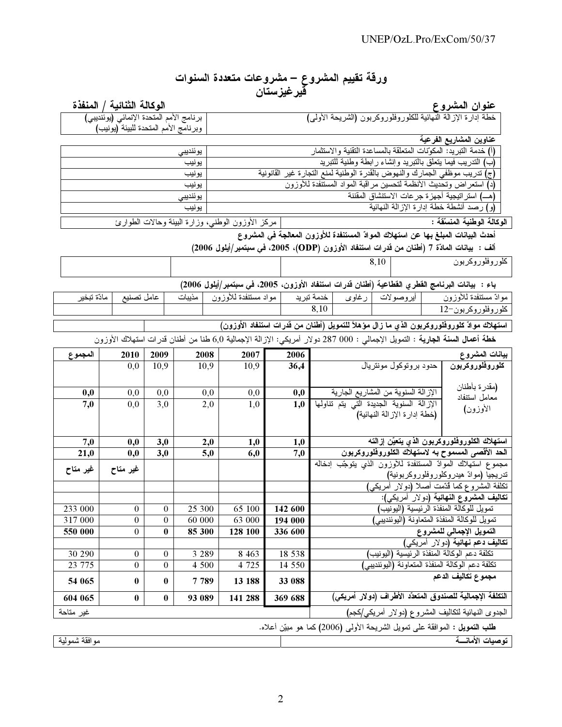# ورقة تقييم المشروع – مشروعات متعددة السنوات
## قيرغيزستان

| عنوان المشروع | الوكالة الثنائية / المنفذة |
|---|---|
| خطة إدارة الإزالة النهائية للكلوروفلوروكربون (الشريحة الأولى) | برنامج الأمم المتحدة الإنمائي (يوئنديبي) وبرنامج الأمم المتحدة للبيئة (يونيب) |

**عناوين المشاريع الفرعية**

| المشروع الفرعي | الوكالة |
|---|---|
| (أ) خدمة التبريد: المكونات المتعلقة بالمساعدة التقنية والاستثمار | يوئنديبي |
| (ب) التدريب فيما يتعلق بالتبريد وإنشاء رابطة وطنية للتبريد | يونيب |
| (ج) تدريب موظفي الجمارك والنهوض بالقدرة الوطنية لمنع التجارة غير القانونية | يونيب |
| (د) استعراض وتحديث الأنظمة لتحسين مراقبة المواد المستنفدة للأوزون | يونيب |
| (هـ) استراتيجية أجهزة جرعات الاستنشاق المقننة | يوئنديبي |
| (و) رصد أنشطة خطة إدارة الإزالة النهائية | يونيب |

| **الوكالة الوطنية المنسّقة :** | مركز الأوزون الوطني، وزارة البيئة وحالات الطوارئ |
|---|---|

**أحدث البيانات المبلغ بها عن استهلاك الموادّ المستنفدة للأوزون المعالجة في المشروع**

**ألف : بيانات المادّة 7 (أطنان من قدرات استنفاد الأوزون (ODP)، 2005، في سبتمبر/أيلول 2006)**

| كلوروفلوروكربون | 8,10 | | |
|---|---|---|---|

**باء : بيانات البرنامج القطري القطاعية (أطنان قدرات استنفاد الأوزون، 2005، في سبتمبر/أيلول 2006)**

| موادّ مستنفدة للأوزون | أيروصولات | رغاوى | خدمة تبريد | مواد مستنفدة للأوزون | مذيبات | عامل تصنيع | مادّة تبخير |
|---|---|---|---|---|---|---|---|
| كلوروفلوروكربون-12 | | | 8,10 | | | | |

| **استهلاك موادّ كلوروفلوروكربون الذي ما زال مؤهلاً للتمويل (أطنان من قدرات استنفاد الأوزون)** | |
|---|---|

**خطة أعمال السنة الجارية** : التمويل الإجمالي : 000 287 دولار أمريكي: الإزالة الإجمالية 6,0 طناً من أطنان قدرات استهلاك الأوزون

| بيانات المشروع | | 2006 | 2007 | 2008 | 2009 | 2010 | المجموع |
|---|---|---|---|---|---|---|---|
| **كلوروفلوروكربون** | حدود بروتوكول مونتريال | **36,4** | 10,9 | 10,9 | 10,9 | 0,0 | |
| (مقدرة بأطنان معامل استنفاد الأوزون) | الإزالة السنوية من المشاريع الجارية | **0,0** | 0,0 | 0,0 | 0,0 | 0,0 | **0,0** |
| | الإزالة السنوية الجديدة التي يتم تناولها (خطة إدارة الإزالة النهائية) | **1,0** | 1,0 | 2,0 | 3,0 | 0,0 | **7,0** |
| **استهلاك الكلوروفلوروكربون الذي يتعيّن إزالته** | | **1,0** | **1,0** | **2,0** | **3,0** | **0,0** | **7,0** |
| **الحد الأقصى المسموح به لاستهلاك الكلوروفلوروكربون** | | **7,0** | **6,0** | **5,0** | **3,0** | **0,0** | **21,0** |
| مجموع استهلاك الموادّ المستنفدة للأوزون الذي يتوجّب إدخاله تدريجيا (موادّ هيدروكلوروفلوروكربونية) | | | | | | **غير متاح** | **غير متاح** |
| تكلفة المشروع كما قدّمت أصلا (دولار أمريكي) | | | | | | | |
| **تكاليف المشروع النهائية** (دولار أمريكي): | | | | | | | |
| تمويل للوكالة المنفذة الرئيسية (اليونيب) | | **142 600** | 65 100 | 25 300 | 0 | 0 | 233 000 |
| تمويل للوكالة المنفذة المتعاونة (اليوئنديبي) | | **194 000** | 63 000 | 60 000 | 0 | 0 | 317 000 |
| **التمويل الإجمالي للمشروع** | | **336 600** | **128 100** | **85 300** | **0** | **0** | **550 000** |
| **تكاليف دعم نهائية** (دولار أمريكي) | | | | | | | |
| تكلفة دعم الوكالة المنفذة الرئيسية (اليونيب) | | 18 538 | 8 463 | 3 289 | 0 | 0 | 30 290 |
| تكلفة دعم الوكالة المنفذة المتعاونة (اليوئنديبي) | | 14 550 | 4 725 | 4 500 | 0 | 0 | 23 775 |
| **مجموع تكاليف الدعم** | | **33 088** | **13 188** | **7 789** | **0** | **0** | **54 065** |
| **التكلفة الإجمالية للصندوق المتعدّد الأطراف (دولار أمريكي)** | | **369 688** | **141 288** | **93 089** | **0** | **0** | **604 065** |
| الجدوى النهائية لتكاليف المشروع (دولار أمريكي/كجم) | | | | | | | غير متاحة |

**طلب التمويل :** الموافقة على تمويل الشريحة الأولى (2006) كما هو مبيّن أعلاه.

| **توصيات الأمانـــة** | موافقة شمولية |
|---|---|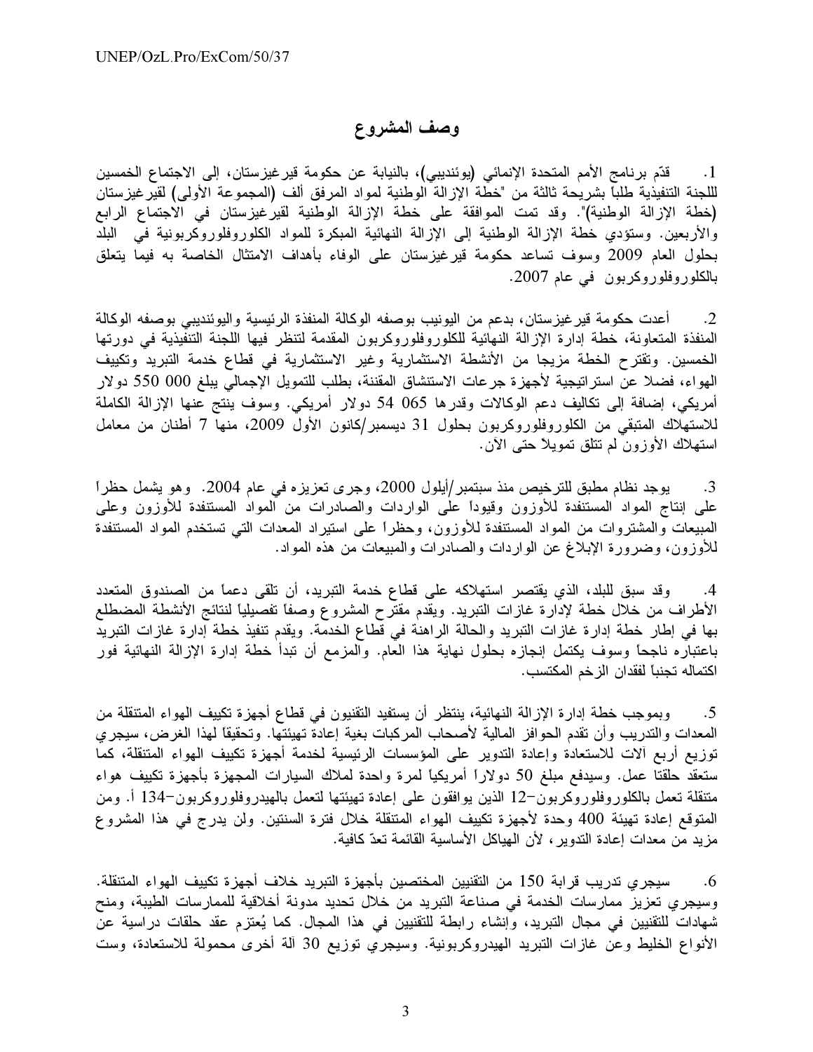# وصف المشروع

1. قدّم برنامج الأمم المتحدة الإنمائي (يوئنديبي)، بالنيابة عن حكومة قيرغيزستان، إلى الاجتماع الخمسين للجنة التنفيذية طلباً بشريحة ثالثة من "خطة الإزالة الوطنية لمواد المرفق ألف (المجموعة الأولى) لقيرغيزستان (خطة الإزالة الوطنية)". وقد تمت الموافقة على خطة الإزالة الوطنية لقيرغيزستان في الاجتماع الرابع والأربعين. وستؤدي خطة الإزالة الوطنية إلى الإزالة النهائية المبكرة للمواد الكلوروفلوروكربونية في البلد بحلول العام 2009 وسوف تساعد حكومة قيرغيزستان على الوفاء بأهداف الامتثال الخاصة به فيما يتعلق بالكلوروفلوروكربون في عام 2007.

2. أعدت حكومة قيرغيزستان، بدعم من اليونيب بوصفه الوكالة المنفذة الرئيسية واليوئنديبي بوصفه الوكالة المنفذة المتعاونة، خطة إدارة الإزالة النهائية للكلوروفلوروكربون المقدمة لتنظر فيها اللجنة التنفيذية في دورتها الخمسين. وتقترح الخطة مزيجا من الأنشطة الاستثمارية وغير الاستثمارية في قطاع خدمة التبريد وتكييف الهواء، فضلا عن استراتيجية لأجهزة جرعات الاستنشاق المقننة، بطلب للتمويل الإجمالي يبلغ 000 550 دولار أمريكي، إضافة إلى تكاليف دعم الوكالات وقدرها 065 54 دولار أمريكي. وسوف ينتج عنها الإزالة الكاملة للاستهلاك المتبقي من الكلوروفلوروكربون بحلول 31 ديسمبر/كانون الأول 2009، منها 7 أطنان من معامل استهلاك الأوزون لم تتلق تمويلاً حتى الآن.

3. يوجد نظام مطبق للترخيص منذ سبتمبر/أيلول 2000، وجرى تعزيزه في عام 2004. وهو يشمل حظراً على إنتاج المواد المستنفدة للأوزون وقيوداً على الواردات والصادرات من المواد المستنفدة للأوزون وعلى المبيعات والمشتروات من المواد المستنفدة للأوزون، وحظراً على استيراد المعدات التي تستخدم المواد المستنفدة للأوزون، وضرورة الإبلاغ عن الواردات والصادرات والمبيعات من هذه المواد.

4. وقد سبق للبلد، الذي يقتصر استهلاكه على قطاع خدمة التبريد، أن تلقى دعماً من الصندوق المتعدد الأطراف من خلال خطة لإدارة غازات التبريد. ويقدم مقترح المشروع وصفاً تفصيلياً لنتائج الأنشطة المضطلع بها في إطار خطة إدارة غازات التبريد والحالة الراهنة في قطاع الخدمة. ويقدم تنفيذ خطة إدارة غازات التبريد باعتباره ناجحاً وسوف يكتمل إنجازه بحلول نهاية هذا العام. والمزمع أن تبدأ خطة إدارة الإزالة النهائية فور اكتماله تجنباً لفقدان الزخم المكتسب.

5. وبموجب خطة إدارة الإزالة النهائية، ينتظر أن يستفيد التقنيون في قطاع أجهزة تكييف الهواء المتنقلة من المعدات والتدريب وأن تقدم الحوافز المالية لأصحاب المركبات بغية إعادة تهيئتها. وتحقيقاً لهذا الغرض، سيجري توزيع أربع آلات للاستعادة وإعادة التدوير على المؤسسات الرئيسية لخدمة أجهزة تكييف الهواء المتنقلة، كما ستعقد حلقتا عمل. وسيدفع مبلغ 50 دولاراً أمريكياً لمرة واحدة لملاك السيارات المجهزة بأجهزة تكييف هواء متنقلة تعمل بالكلوروفلوروكربون-12 الذين يوافقون على إعادة تهيئتها لتعمل بالهيدروفلوروكربون-134 أ. ومن المتوقع إعادة تهيئة 400 وحدة لأجهزة تكييف الهواء المتنقلة خلال فترة السنتين. ولن يدرج في هذا المشروع مزيد من معدات إعادة التدوير، لأن الهياكل الأساسية القائمة تعدّ كافية.

6. سيجري تدريب قرابة 150 من التقنيين المختصين بأجهزة التبريد خلاف أجهزة تكييف الهواء المتنقلة. وسيجري تعزيز ممارسات الخدمة في صناعة التبريد من خلال تحديد مدونة أخلاقية للممارسات الطيبة، ومنح شهادات للتقنيين في مجال التبريد، وإنشاء رابطة للتقنيين في هذا المجال. كما يُعتزم عقد حلقات دراسية عن الأنواع الخليط وعن غازات التبريد الهيدروكربونية. وسيجري توزيع 30 آلة أخرى محمولة للاستعادة، وست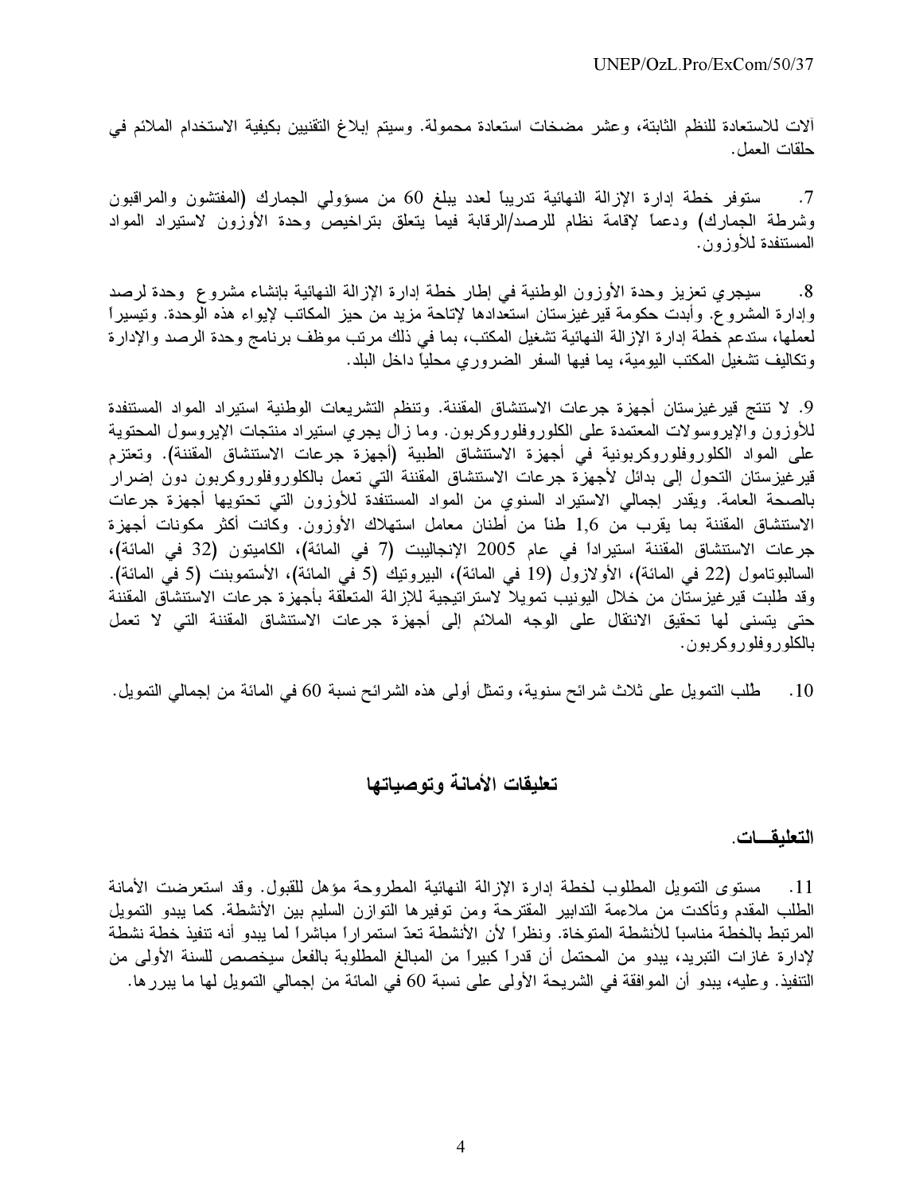آلات للاستعادة للنظم الثابتة، وعشر مضخات استعادة محمولة. وسيتم إبلاغ التقنيين بكيفية الاستخدام الملائم في حلقات العمل.

7. ستوفر خطة إدارة الإزالة النهائية تدريباً لعدد يبلغ 60 من مسؤولي الجمارك (المفتشون والمراقبون وشرطة الجمارك) ودعماً لإقامة نظام للرصد/الرقابة فيما يتعلق بتراخيص وحدة الأوزون لاستيراد المواد المستنفدة للأوزون.

8. سيجري تعزيز وحدة الأوزون الوطنية في إطار خطة إدارة الإزالة النهائية بإنشاء مشروع وحدة لرصد وإدارة المشروع. وأبدت حكومة قيرغيزستان استعدادها لإتاحة مزيد من حيز المكاتب لإيواء هذه الوحدة. وتيسيراً لعملها، ستدعم خطة إدارة الإزالة النهائية تشغيل المكتب، بما في ذلك مرتب موظف برنامج وحدة الرصد والإدارة وتكاليف تشغيل المكتب اليومية، بما فيها السفر الضروري محلياً داخل البلد.

9. لا تنتج قيرغيزستان أجهزة جرعات الاستنشاق المقننة. وتنظم التشريعات الوطنية استيراد المواد المستنفدة للأوزون والإيروسولات المعتمدة على الكلوروفلوروكربون. وما زال يجري استيراد منتجات الإيروسول المحتوية على المواد الكلوروفلوروكربونية في أجهزة الاستنشاق الطبية (أجهزة جرعات الاستنشاق المقننة). وتعتزم قيرغيزستان التحول إلى بدائل لأجهزة جرعات الاستنشاق المقننة التي تعمل بالكلوروفلوروكربون دون إضرار بالصحة العامة. ويقدر إجمالي الاستيراد السنوي من المواد المستنفدة للأوزون التي تحتويها أجهزة جرعات الاستنشاق المقننة بما يقرب من 1,6 طناً من أطنان معامل استهلاك الأوزون. وكانت أكثر مكونات أجهزة جرعات الاستنشاق المقننة استيراداً في عام 2005 الإنجاليبت (7 في المائة)، الكاميتون (32 في المائة)، السالبوتامول (22 في المائة)، الأولازول (19 في المائة)، البيروتيك (5 في المائة)، الأستموبنت (5 في المائة). وقد طلبت قيرغيزستان من خلال اليونيب تمويلاً لاستراتيجية للإزالة المتعلقة بأجهزة جرعات الاستنشاق المقننة حتى يتسنى لها تحقيق الانتقال على الوجه الملائم إلى أجهزة جرعات الاستنشاق المقننة التي لا تعمل بالكلوروفلوروكربون.

10. طُلب التمويل على ثلاث شرائح سنوية، وتمثل أولى هذه الشرائح نسبة 60 في المائة من إجمالي التمويل.

## تعليقات الأمانة وتوصياتها

### التعليقـــات

11. مستوى التمويل المطلوب لخطة إدارة الإزالة النهائية المطروحة مؤهل للقبول. وقد استعرضت الأمانة الطلب المقدم وتأكدت من ملاءمة التدابير المقترحة ومن توفيرها التوازن السليم بين الأنشطة. كما يبدو التمويل المرتبط بالخطة مناسباً للأنشطة المتوخاة. ونظراً لأن الأنشطة تعدّ استمراراً مباشراً لما يبدو أنه تنفيذ خطة نشطة لإدارة غازات التبريد، يبدو من المحتمل أن قدراً كبيراً من المبالغ المطلوبة بالفعل سيخصص للسنة الأولى من التنفيذ. وعليه، يبدو أن الموافقة في الشريحة الأولى على نسبة 60 في المائة من إجمالي التمويل لها ما يبررها.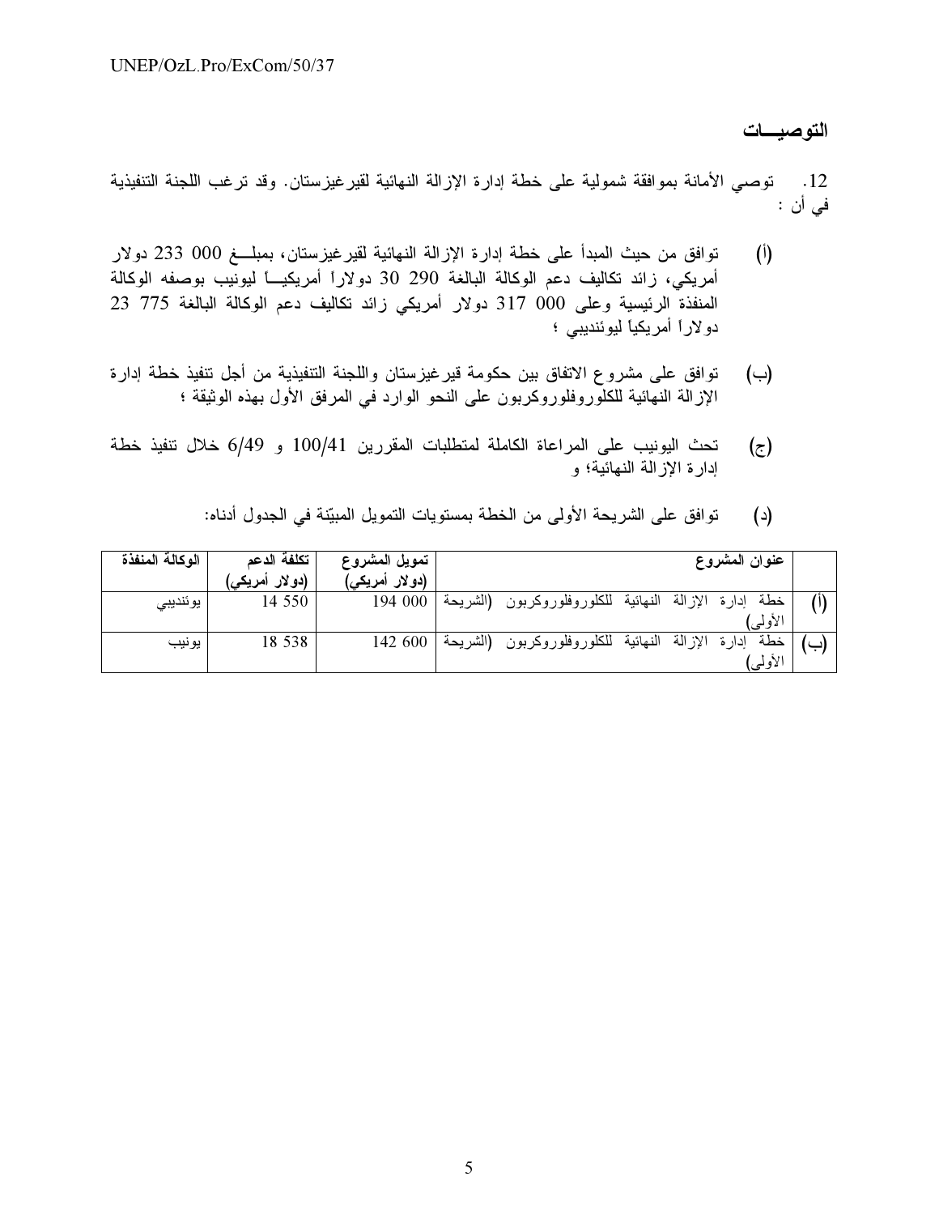## التوصيــات

12. توصي الأمانة بموافقة شمولية على خطة إدارة الإزالة النهائية لقيرغيزستان. وقد ترغب اللجنة التنفيذية في أن :

(أ) توافق من حيث المبدأ على خطة إدارة الإزالة النهائية لقيرغيزستان، بمبلــغ 000 233 دولار أمريكي، زائد تكاليف دعم الوكالة البالغة 290 30 دولاراً أمريكيــاً ليونيب بوصفه الوكالة المنفذة الرئيسية وعلى 000 317 دولار أمريكي زائد تكاليف دعم الوكالة البالغة 775 23 دولاراً أمريكياً ليوئنديبي ؛

(ب) توافق على مشروع الاتفاق بين حكومة قيرغيزستان واللجنة التنفيذية من أجل تنفيذ خطة إدارة الإزالة النهائية للكلوروفلوروكربون على النحو الوارد في المرفق الأول بهذه الوثيقة ؛

(ج) تحث اليونيب على المراعاة الكاملة لمتطلبات المقررين 100/41 و 6/49 خلال تنفيذ خطة إدارة الإزالة النهائية؛ و

(د) توافق على الشريحة الأولى من الخطة بمستويات التمويل المبيّنة في الجدول أدناه:

| | عنوان المشروع | تمويل المشروع (دولار أمريكي) | تكلفة الدعم (دولار أمريكي) | الوكالة المنفذة |
|---|---|---|---|---|
| (أ) | خطة إدارة الإزالة النهائية للكلوروفلوروكربون (الشريحة الأولى) | 194 000 | 14 550 | يوئنديبي |
| (ب) | خطة إدارة الإزالة النهائية للكلوروفلوروكربون (الشريحة الأولى) | 142 600 | 18 538 | يونيب |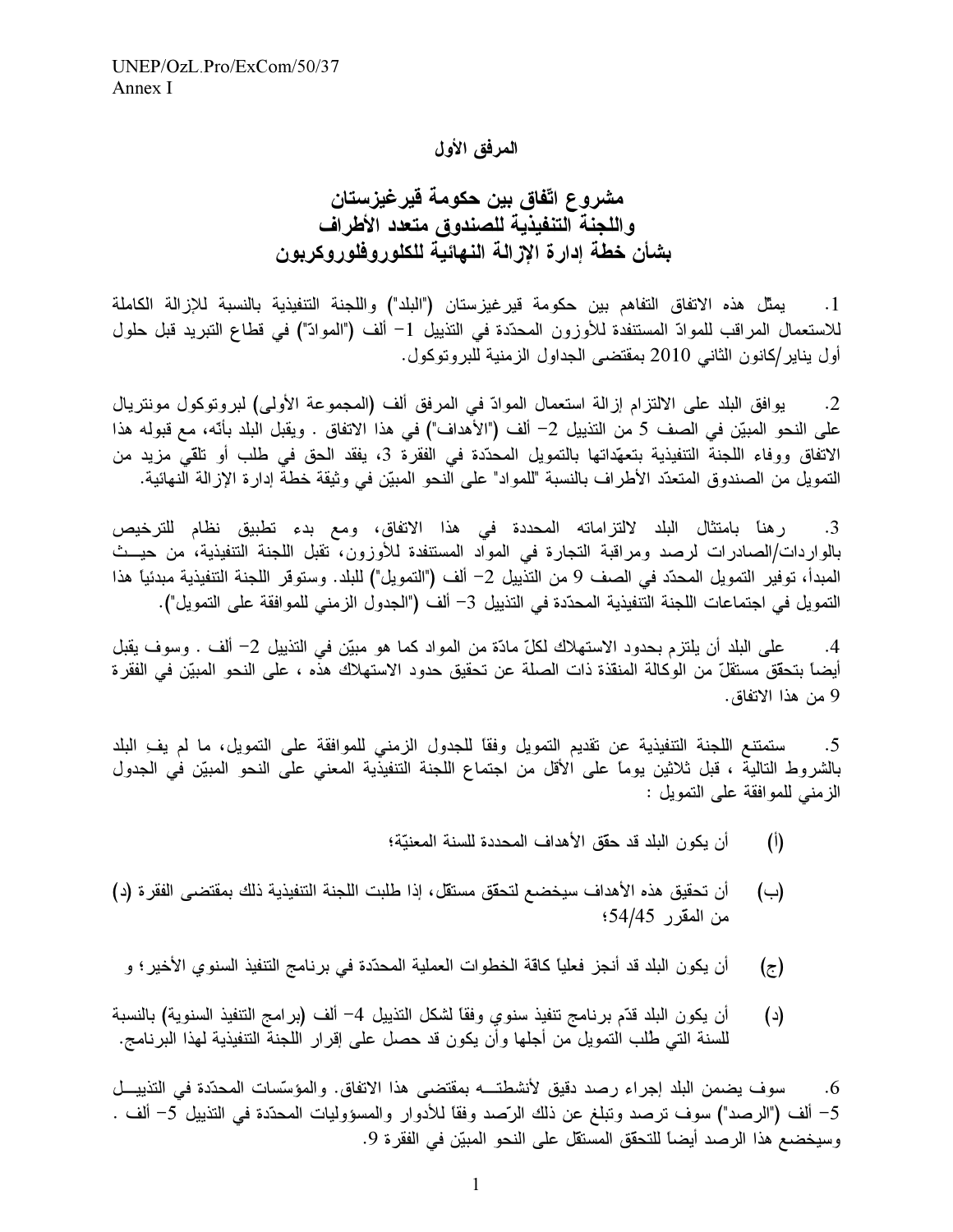## المرفق الأول

# مشروع اتّفاق بين حكومة قيرغيزستان واللجنة التنفيذية للصندوق متعدد الأطراف بشأن خطة إدارة الإزالة النهائية للكلوروفلوروكربون

1. يمثّل هذه الاتفاق التفاهم بين حكومة قيرغيزستان ("البلد") واللجنة التنفيذية بالنسبة للإزالة الكاملة للاستعمال المراقب للموادّ المستنفدة للأوزون المحدّدة في التذييل 1– ألف ("الموادّ") في قطاع التبريد قبل حلول أول يناير/كانون الثاني 2010 بمقتضى الجداول الزمنية للبروتوكول.

2. يوافق البلد على الالتزام إزالة استعمال الموادّ في المرفق ألف (المجموعة الأولى) لبروتوكول مونتريال على النحو المبيّن في الصف 5 من التذييل 2– ألف ("الأهداف") في هذا الاتفاق . ويقبل البلد بأنّه، مع قبوله هذا الاتفاق ووفاء اللجنة التنفيذية بتعهّداتها بالتمويل المحدّدة في الفقرة 3، يفقد الحق في طلب أو تلقّي مزيد من التمويل من الصندوق المتعدّد الأطراف بالنسبة "للمواد" على النحو المبيّن في وثيقة خطة إدارة الإزالة النهائية.

3. رهناً بامتثال البلد لالتزاماته المحددة في هذا الاتفاق، ومع بدء تطبيق نظام للترخيص بالواردات/الصادرات لرصد ومراقبة التجارة في المواد المستنفدة للأوزون، تقبل اللجنة التنفيذية، من حيث المبدأ، توفير التمويل المحدّد في الصف 9 من التذييل 2– ألف ("التمويل") للبلد. وستوقر اللجنة التنفيذية مبدئياً هذا التمويل في اجتماعات اللجنة التنفيذية المحدّدة في التذييل 3– ألف ("الجدول الزمني للموافقة على التمويل").

4. على البلد أن يلتزم بحدود الاستهلاك لكلّ مادّة من المواد كما هو مبيّن في التذييل 2– ألف . وسوف يقبل أيضاً بتحقّق مستقلّ من الوكالة المنفذة ذات الصلة عن تحقيق حدود الاستهلاك هذه ، على النحو المبيّن في الفقرة 9 من هذا الاتفاق.

5. ستمتنع اللجنة التنفيذية عن تقديم التمويل وفقاً للجدول الزمني للموافقة على التمويل، ما لم يفِ البلد بالشروط التالية ، قبل ثلاثين يوماً على الأقل من اجتماع اللجنة التنفيذية المعني على النحو المبيّن في الجدول الزمني للموافقة على التمويل :

(أ) أن يكون البلد قد حقّق الأهداف المحددة للسنة المعنيّة؛

(ب) أن تحقيق هذه الأهداف سيخضع لتحقّق مستقل، إذا طلبت اللجنة التنفيذية ذلك بمقتضى الفقرة (د) من المقرر 54/45؛

(ج) أن يكون البلد قد أنجز فعلياً كافة الخطوات العملية المحدّدة في برنامج التنفيذ السنوي الأخير؛ و

(د) أن يكون البلد قدّم برنامج تنفيذ سنوي وفقاً لشكل التذييل 4– ألف (برامج التنفيذ السنوية) بالنسبة للسنة التي طلب التمويل من أجلها وأن يكون قد حصل على إقرار اللجنة التنفيذية لهذا البرنامج.

6. سوف يضمن البلد إجراء رصد دقيق لأنشطتــه بمقتضى هذا الاتفاق. والمؤسّسات المحدّدة في التذييــل 5– ألف ("الرصد") سوف ترصد وتبلغ عن ذلك الرّصد وفقاً للأدوار والمسؤوليات المحدّدة في التذييل 5– ألف . وسيخضع هذا الرصد أيضاً للتحقق المستقل على النحو المبيّن في الفقرة 9.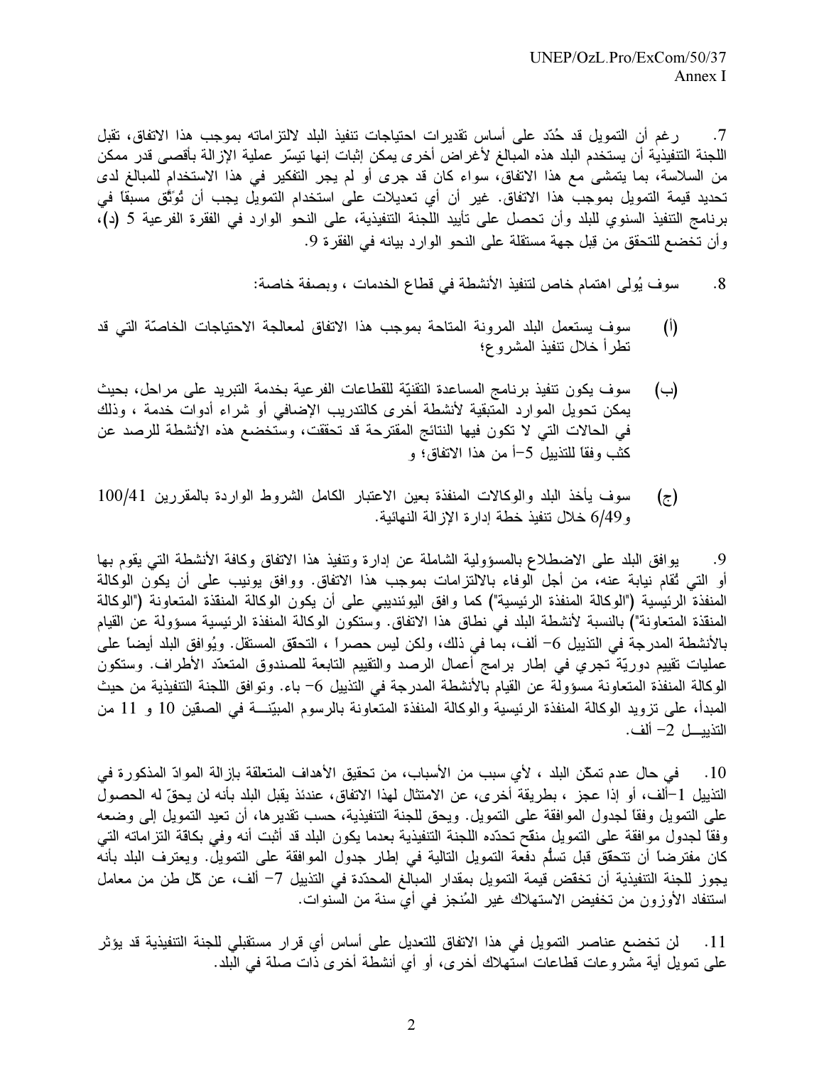7. رغم أن التمويل قد حُدّد على أساس تقديرات احتياجات تنفيذ البلد لالتزاماته بموجب هذا الاتفاق، تقبل اللجنة التنفيذية أن يستخدم البلد هذه المبالغ لأغراض أخرى يمكن إثبات إنها تيسّر عملية الإزالة بأقصى قدر ممكن من السلاسة، بما يتمشى مع هذا الاتفاق، سواء كان قد جرى أو لم يجر التفكير في هذا الاستخدام للمبالغ لدى تحديد قيمة التمويل بموجب هذا الاتفاق. غير أن أي تعديلات على استخدام التمويل يجب أن تُوثَّق مسبقاً في برنامج التنفيذ السنوي للبلد وأن تحصل على تأييد اللجنة التنفيذية، على النحو الوارد في الفقرة الفرعية 5 (د)، وأن تخضع للتحقق من قِبل جهة مستقلة على النحو الوارد بيانه في الفقرة 9.

8. سوف يُولى اهتمام خاص لتنفيذ الأنشطة في قطاع الخدمات ، وبصفة خاصة:

(أ) سوف يستعمل البلد المرونة المتاحة بموجب هذا الاتفاق لمعالجة الاحتياجات الخاصّة التي قد تطرأ خلال تنفيذ المشروع؛

(ب) سوف يكون تنفيذ برنامج المساعدة التقنيّة للقطاعات الفرعية بخدمة التبريد على مراحل، بحيث يمكن تحويل الموارد المتبقية لأنشطة أخرى كالتدريب الإضافي أو شراء أدوات خدمة ، وذلك في الحالات التي لا تكون فيها النتائج المقترحة قد تحققت، وستخضع هذه الأنشطة للرصد عن كثب وفقاً للتذييل 5–أ من هذا الاتفاق؛ و

(ج) سوف يأخذ البلد والوكالات المنفذة بعين الاعتبار الكامل الشروط الواردة بالمقررين 100/41 و6/49 خلال تنفيذ خطة إدارة الإزالة النهائية.

9. يوافق البلد على الاضطلاع بالمسؤولية الشاملة عن إدارة وتنفيذ هذا الاتفاق وكافة الأنشطة التي يقوم بها أو التي تُقام نيابة عنه، من أجل الوفاء بالالتزامات بموجب هذا الاتفاق. ووافق يونيب على أن يكون الوكالة المنفذة الرئيسية ("الوكالة المنفذة الرئيسية") كما وافق اليوئنديبي على أن يكون الوكالة المنفذة المتعاونة ("الوكالة المنفذة المتعاونة") بالنسبة لأنشطة البلد في نطاق هذا الاتفاق. وستكون الوكالة المنفذة الرئيسية مسؤولة عن القيام بالأنشطة المدرجة في التذييل 6– ألف، بما في ذلك، ولكن ليس حصراً ، التحقق المستقل. ويُوافق البلد أيضاً على عمليات تقييم دوريّة تجري في إطار برامج أعمال الرصد والتقييم التابعة للصندوق المتعدّد الأطراف. وستكون الوكالة المنفذة المتعاونة مسؤولة عن القيام بالأنشطة المدرجة في التذييل 6– باء. وتوافق اللجنة التنفيذية من حيث المبدأ، على تزويد الوكالة المنفذة الرئيسية والوكالة المنفذة المتعاونة بالرسوم المبيّنة في الصفين 10 و 11 من التذييل 2– ألف.

10. في حال عدم تمكّن البلد ، لأي سبب من الأسباب، من تحقيق الأهداف المتعلقة بإزالة الموادّ المذكورة في التذييل 1–ألف، أو إذا عجز ، بطريقة أخرى، عن الامتثال لهذا الاتفاق، عندئذ يقبل البلد بأنه لن يحقّ له الحصول على التمويل وفقاً لجدول الموافقة على التمويل. ويحق للجنة التنفيذية، حسب تقديرها، أن تعيد التمويل إلى وضعه وفقاً لجدول موافقة على التمويل منقّح تحدّده اللجنة التنفيذية بعدما يكون البلد قد أثبت أنه وفي بكافة التزاماته التي كان مفترضاً أن تتحقق قبل تسلُّم دفعة التمويل التالية في إطار جدول الموافقة على التمويل. ويعترف البلد بأنه يجوز للجنة التنفيذية أن تخفض قيمة التمويل بمقدار المبالغ المحدّدة في التذييل 7– ألف، عن كّل طن من معامل استنفاد الأوزون من تخفيض الاستهلاك غير المُنجز في أي سنة من السنوات.

11. لن تخضع عناصر التمويل في هذا الاتفاق للتعديل على أساس أي قرار مستقبلي للجنة التنفيذية قد يؤثر على تمويل أية مشروعات قطاعات استهلاك أخرى، أو أي أنشطة أخرى ذات صلة في البلد.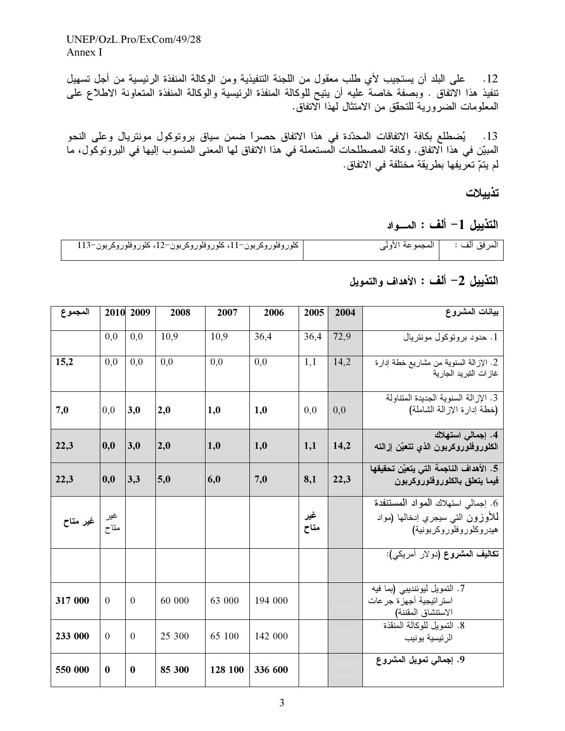12. على البلد أن يستجيب لأي طلب معقول من اللجنة التنفيذية ومن الوكالة المنفذة الرئيسية من أجل تسهيل تنفيذ هذا الاتفاق . وبصفة خاصة عليه أن يتيح للوكالة المنفذة الرئيسية والوكالة المنفذة المتعاونة الاطلاع على المعلومات الضرورية للتحقق من الامتثال لهذا الاتفاق.

13. يُضطلع بكافة الاتفاقات المحدّدة في هذا الاتفاق حصراً ضمن سياق بروتوكول مونتريال وعلى النحو المبيّن في هذا الاتفاق. وكافة المصطلحات المستعملة في هذا الاتفاق لها المعنى المنسوب إليها في البروتوكول، ما لم يتمّ تعريفها بطريقة مختلفة في الاتفاق.

## تذييلات

### التذييل 1- ألف : المـــواد

| المرفق ألف : | المجموعة الأولى | كلوروفلوروكربون-11، كلوروفلوروكربون-12، كلوروفلوروكربون-113 |
|---|---|---|

### التذييل 2- ألف : الأهداف والتمويل

| بيانات المشروع | 2004 | 2005 | 2006 | 2007 | 2008 | 2009 | 2010 | المجموع |
|---|---|---|---|---|---|---|---|---|
| 1. حدود بروتوكول مونتريال | 72,9 | 36,4 | 36,4 | 10,9 | 10,9 | 0,0 | 0,0 | |
| 2. الإزالة السنوية من مشاريع خطة إدارة غازات التبريد الجارية | 14,2 | 1,1 | 0,0 | 0,0 | 0,0 | 0,0 | 0,0 | **15,2** |
| 3. الإزالة السنوية الجديدة المتناولة (خطة إدارة الإزالة الشاملة) | 0,0 | 0,0 | **1,0** | **1,0** | **2,0** | **3,0** | 0,0 | **7,0** |
| **4. إجمالي استهلاك الكلوروفلوروكربون الذي تتعيّن إزالته** | **14,2** | **1,1** | **1,0** | **1,0** | **2,0** | **3,0** | **0,0** | **22,3** |
| **5. الأهداف الناجمة التي يتعيّن تحقيقها فيما يتعلق بالكلوروفلوروكربون** | **22,3** | **8,1** | **7,0** | **6,0** | **5,0** | **3,3** | **0,0** | **22,3** |
| 6. إجمالي استهلاك المواد المستنفدة للأوزون التي سيجري إدخالها (مواد هيدروكلوروفلوروكربونية) | | **غير متاح** | | | | | غير متاح | **غير متاح** |
| **تكاليف المشروع** (دولار أمريكي): | | | | | | | | |
| 7. التمويل ليوئنديبي (بما فيه استراتيجية أجهزة جرعات الاستنشاق المقننة) | | | 194 000 | 63 000 | 60 000 | 0 | 0 | **317 000** |
| 8. التمويل للوكالة المنفذة الرئيسية يونيب | | | 142 000 | 65 100 | 25 300 | 0 | 0 | **233 000** |
| **9. إجمالي تمويل المشروع** | | | **336 600** | **128 100** | **85 300** | **0** | **0** | **550 000** |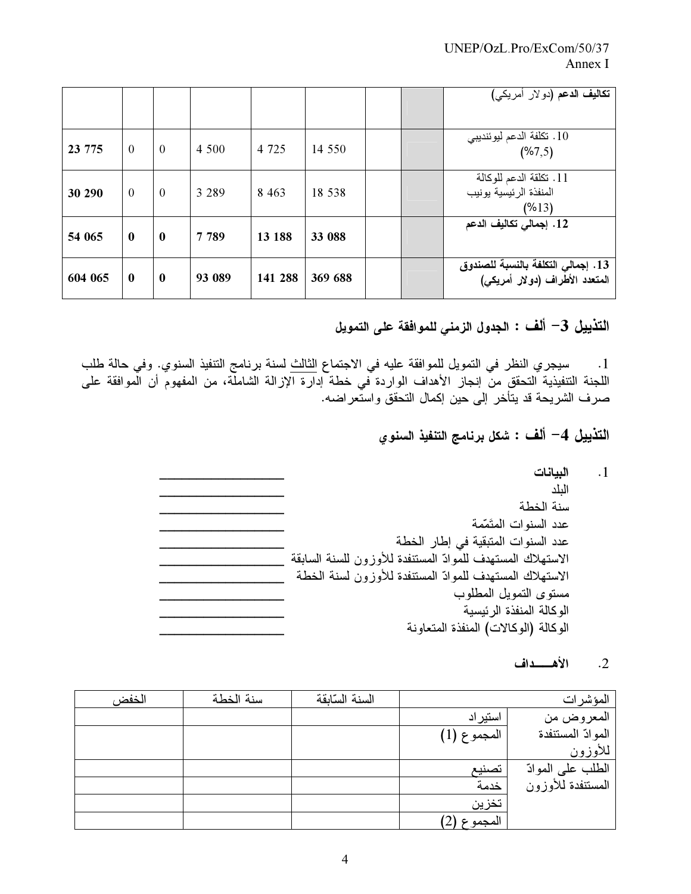| تكاليف الدعم (دولار أمريكي) | | | | | | | | |
|---|---|---|---|---|---|---|---|---|
| 10. تكلفة الدعم ليوئنديبي (7,5%) | | | 14 550 | 4 725 | 4 500 | 0 | 0 | 23 775 |
| 11. تكلفة الدعم للوكالة المنفذة الرئيسية يونيب (13%) | | | 18 538 | 8 463 | 3 289 | 0 | 0 | 30 290 |
| **12. إجمالي تكاليف الدعم** | | | **33 088** | **13 188** | **7 789** | **0** | **0** | **54 065** |
| **13. إجمالي التكلفة بالنسبة للصندوق المتعدد الأطراف (دولار أمريكي)** | | | **369 688** | **141 288** | **93 089** | **0** | **0** | **604 065** |

## التذييل 3– ألف : الجدول الزمني للموافقة على التمويل

1. سيجري النظر في التمويل للموافقة عليه في الاجتماع الثالث لسنة برنامج التنفيذ السنوي. وفي حالة طلب اللجنة التنفيذية التحقق من إنجاز الأهداف الواردة في خطة إدارة الإزالة الشاملة، من المفهوم أن الموافقة على صرف الشريحة قد يتأخر إلى حين إكمال التحقق واستعراضه.

## التذييل 4– ألف : شكل برنامج التنفيذ السنوي

1. **البيانات**

البلد ____________________

سنة الخطة ____________________

عدد السنوات المتَمّمة ____________________

عدد السنوات المتبقية في إطار الخطة ____________________

الاستهلاك المستهدف للموادّ المستنفدة للأوزون للسنة السابقة ____________________

الاستهلاك المستهدف للموادّ المستنفدة للأوزون لسنة الخطة ____________________

مستوى التمويل المطلوب ____________________

الوكالة المنفذة الرئيسية ____________________

الوكالة (الوكالات) المنفذة المتعاونة ____________________

2. **الأهـــــداف**

| المؤشرات | | السنة السّابقة | سنة الخطة | الخفض |
|---|---|---|---|---|
| المعروض من الموادّ المستنفدة للأوزون | استيراد | | | |
| | المجموع (1) | | | |
| الطلب على الموادّ المستنفدة للأوزون | تصنيع | | | |
| | خدمة | | | |
| | تخزين | | | |
| | المجموع (2) | | | |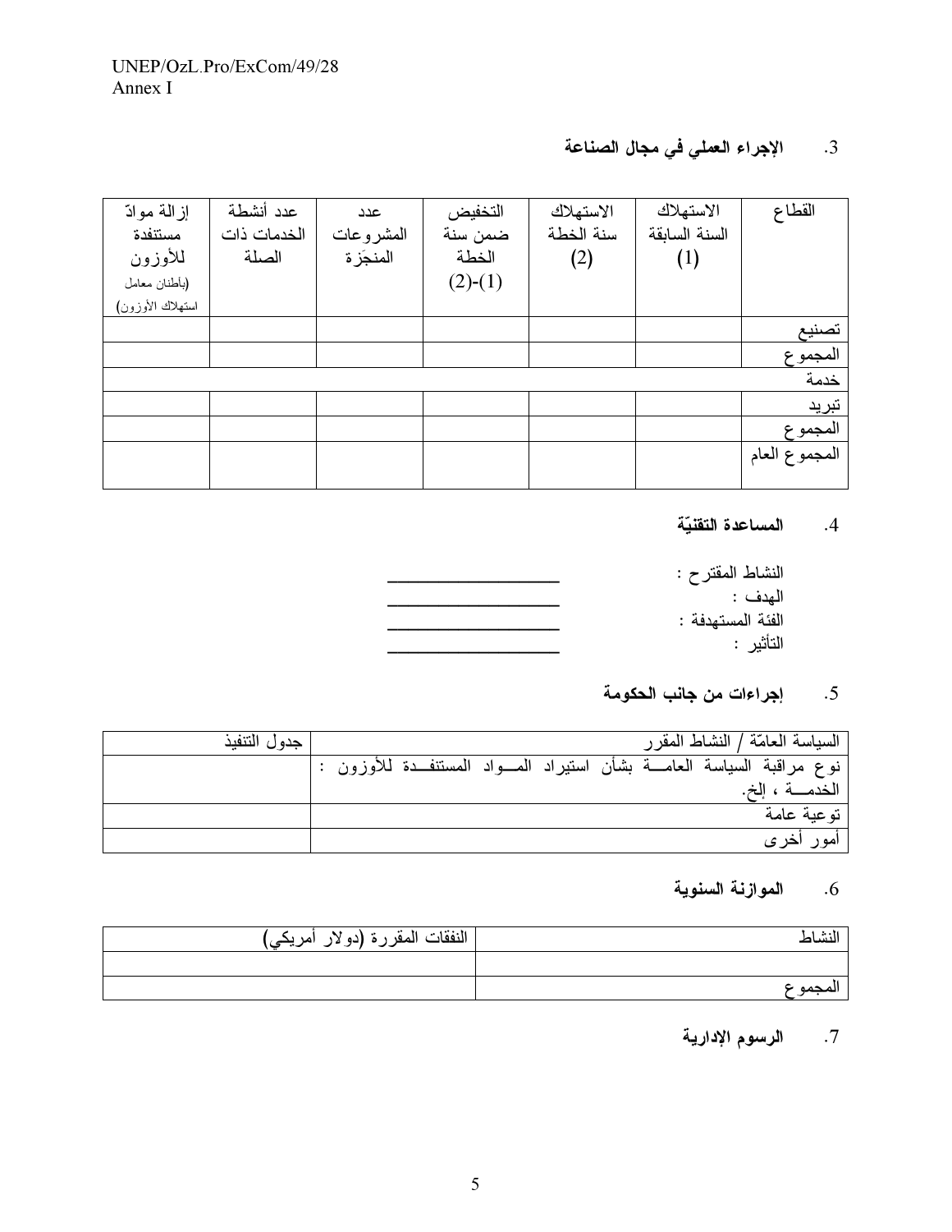### 3. الإجراء العملي في مجال الصناعة

| القطاع | الاستهلاك السنة السابقة (1) | الاستهلاك سنة الخطة (2) | التخفيض ضمن سنة الخطة (1)-(2) | عدد المشروعات المنجَزة | عدد أنشطة الخدمات ذات الصلة | إزالة موادّ مستنفدة للأوزون (بأطنان معامل استهلاك الأوزون) |
|---|---|---|---|---|---|---|
| تصنيع | | | | | | |
| المجموع | | | | | | |
| خدمة | | | | | | |
| تبريد | | | | | | |
| المجموع | | | | | | |
| المجموع العام | | | | | | |

### 4. المساعدة التقنيّة

النشاط المقترح : ____________________

الهدف : ____________________

الفئة المستهدفة : ____________________

التأثير : ____________________

### 5. إجراءات من جانب الحكومة

| السياسة العامّة / النشاط المقرر | جدول التنفيذ |
|---|---|
| نوع مراقبة السياسة العامة بشأن استيراد المواد المستنفدة للأوزون : الخدمة ، إلخ. | |
| توعية عامة | |
| أمور أخرى | |

### 6. الموازنة السنوية

| النشاط | النفقات المقررة (دولار أمريكي) |
|---|---|
| | |
| المجموع | |

### 7. الرسوم الإدارية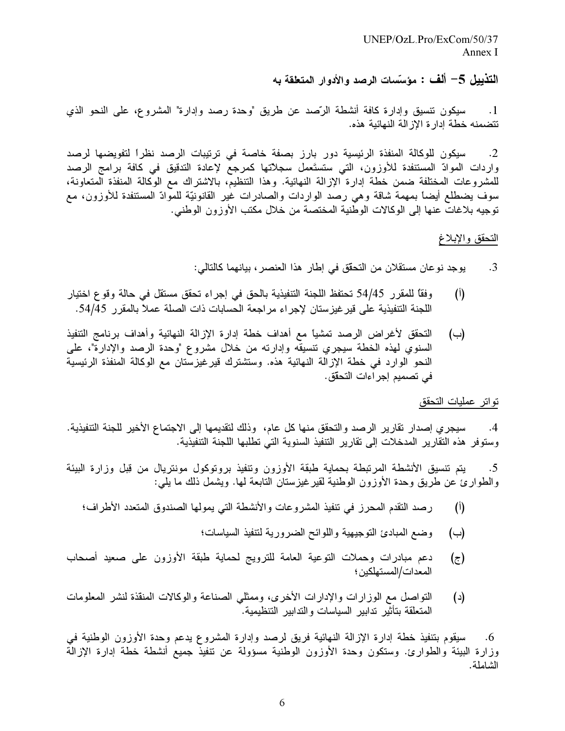## التذييل 5– ألف : مؤسّسات الرصد والأدوار المتعلقة به

1. سيكون تنسيق وإدارة كافة أنشطة الرّصد عن طريق "وحدة رصد وإدارة" المشروع، على النحو الذي تتضمنه خطة إدارة الإزالة النهائية هذه.

2. سيكون للوكالة المنفذة الرئيسية دور بارز بصفة خاصة في ترتيبات الرصد نظراً لتفويضها لرصد واردات الموادّ المستنفدة للأوزون، التي ستستَعمل سجلاتها كمرجع لإعادة التدقيق في كافة برامج الرصد للمشروعات المختلفة ضمن خطة إدارة الإزالة النهائية. وهذا التنظيم، بالاشتراك مع الوكالة المنفذة المتعاونة، سوف يضطلع أيضاً بمهمة شاقة وهي رصد الواردات والصادرات غير القانونيّة للموادّ المستنفدة للأوزون، مع توجيه بلاغات عنها إلى الوكالات الوطنية المختصة من خلال مكتب الأوزون الوطني.

<u>التحقق والإبلاغ</u>

3. يوجد نوعان مستقلان من التحقّق في إطار هذا العنصر، بيانهما كالتالي:

(أ) وفقاً للمقرر 54/45 تحتفظ اللجنة التنفيذية بالحق في إجراء تحقق مستقل في حالة وقوع اختيار اللجنة التنفيذية على قيرغيزستان لإجراء مراجعة الحسابات ذات الصلة عملاً بالمقرر 54/45.

(ب) التحقق لأغراض الرصد تمشياً مع أهداف خطة إدارة الإزالة النهائية وأهداف برنامج التنفيذ السنوي لهذه الخطة سيجري تنسيقه وإدارته من خلال مشروع "وحدة الرصد والإدارة"، على النحو الوارد في خطة الإزالة النهائية هذه. وستشترك قيرغيزستان مع الوكالة المنفذة الرئيسية في تصميم إجراءات التحقّق.

<u>تواتر عمليات التحقق</u>

4. سيجري إصدار تقارير الرصد والتحقق منها كل عام، وذلك لتقديمها إلى الاجتماع الأخير للجنة التنفيذية. وستوفر هذه التقارير المدخلات إلى تقارير التنفيذ السنوية التي تطلبها اللجنة التنفيذية.

5. يتم تنسيق الأنشطة المرتبطة بحماية طبقة الأوزون وتنفيذ بروتوكول مونتريال من قِبل وزارة البيئة والطوارئ عن طريق وحدة الأوزون الوطنية لقيرغيزستان التابعة لها. ويشمل ذلك ما يلي:

(أ) رصد التقدم المحرز في تنفيذ المشروعات والأنشطة التي يمولها الصندوق المتعدد الأطراف؛

(ب) وضع المبادئ التوجيهية واللوائح الضرورية لتنفيذ السياسات؛

(ج) دعم مبادرات وحملات التوعية العامة للترويج لحماية طبقة الأوزون على صعيد أصحاب المعدات/المستهلكين؛

(د) التواصل مع الوزارات والإدارات الأخرى، وممثلي الصناعة والوكالات المنفذة لنشر المعلومات المتعلقة بتأثير تدابير السياسات والتدابير التنظيمية.

6. سيقوم بتنفيذ خطة إدارة الإزالة النهائية فريق لرصد وإدارة المشروع يدعم وحدة الأوزون الوطنية في وزارة البيئة والطوارئ. وستكون وحدة الأوزون الوطنية مسؤولة عن تنفيذ جميع أنشطة خطة إدارة الإزالة الشاملة.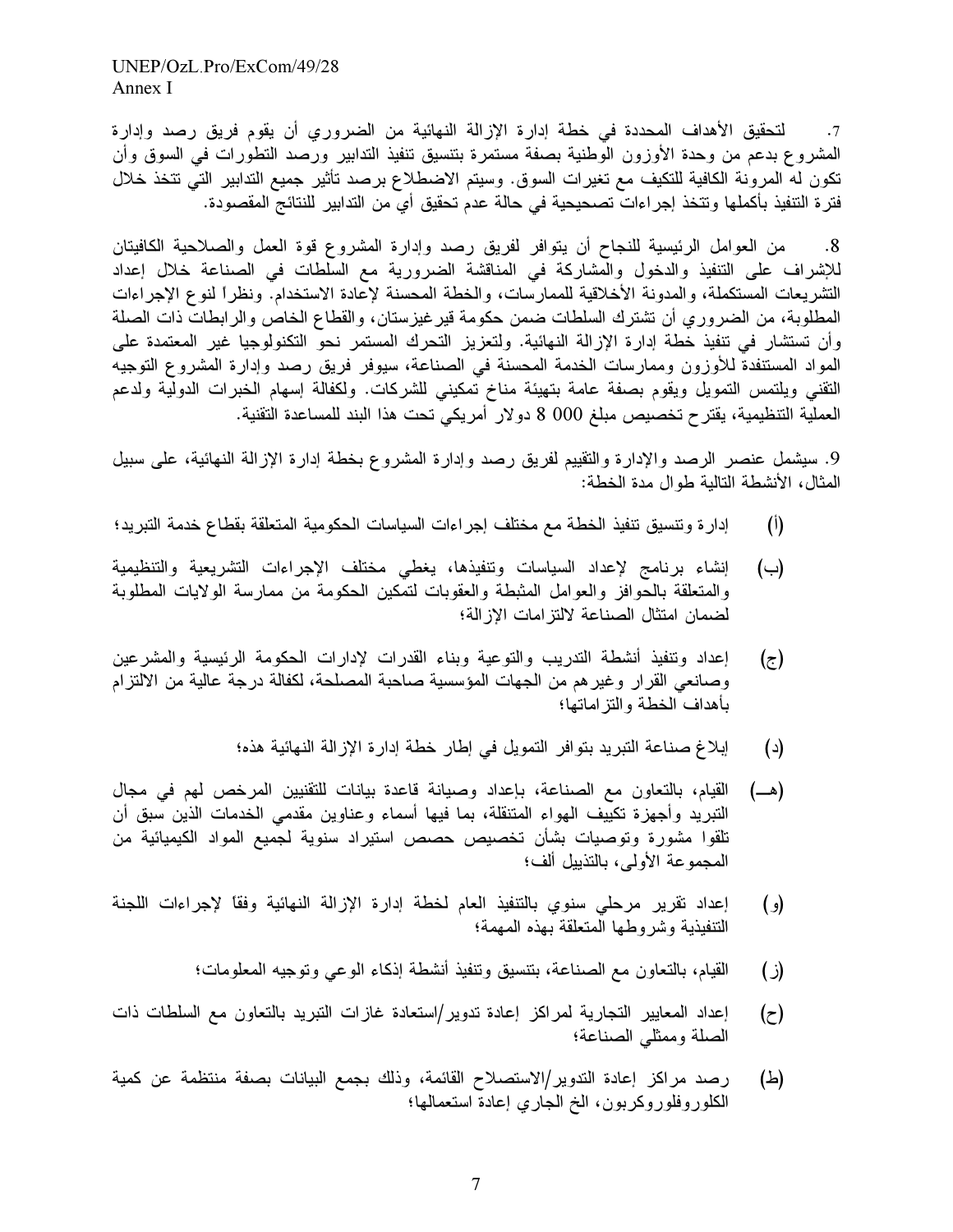7. لتحقيق الأهداف المحددة في خطة إدارة الإزالة النهائية من الضروري أن يقوم فريق رصد وإدارة المشروع بدعم من وحدة الأوزون الوطنية بصفة مستمرة بتنسيق تنفيذ التدابير ورصد التطورات في السوق وأن تكون له المرونة الكافية للتكيف مع تغيرات السوق. وسيتم الاضطلاع برصد تأثير جميع التدابير التي تتخذ خلال فترة التنفيذ بأكملها وتتخذ إجراءات تصحيحية في حالة عدم تحقيق أي من التدابير للنتائج المقصودة.

8. من العوامل الرئيسية للنجاح أن يتوافر لفريق رصد وإدارة المشروع قوة العمل والصلاحية الكافيتان للإشراف على التنفيذ والدخول والمشاركة في المناقشة الضرورية مع السلطات في الصناعة خلال إعداد التشريعات المستكملة، والمدونة الأخلاقية للممارسات، والخطة المحسنة لإعادة الاستخدام. ونظراً لنوع الإجراءات المطلوبة، من الضروري أن تشترك السلطات ضمن حكومة قيرغيزستان، والقطاع الخاص والرابطات ذات الصلة وأن تستشار في تنفيذ خطة إدارة الإزالة النهائية. ولتعزيز التحرك المستمر نحو التكنولوجيا غير المعتمدة على المواد المستنفدة للأوزون وممارسات الخدمة المحسنة في الصناعة، سيوفر فريق رصد وإدارة المشروع التوجيه التقني ويلتمس التمويل ويقوم بصفة عامة بتهيئة مناخ تمكيني للشركات. ولكفالة إسهام الخبرات الدولية ولدعم العملية التنظيمية، يقترح تخصيص مبلغ 000 8 دولار أمريكي تحت هذا البند للمساعدة التقنية.

9. سيشمل عنصر الرصد والإدارة والتقييم لفريق رصد وإدارة المشروع بخطة إدارة الإزالة النهائية، على سبيل المثال، الأنشطة التالية طوال مدة الخطة:

(أ) إدارة وتنسيق تنفيذ الخطة مع مختلف إجراءات السياسات الحكومية المتعلقة بقطاع خدمة التبريد؛

(ب) إنشاء برنامج لإعداد السياسات وتنفيذها، يغطي مختلف الإجراءات التشريعية والتنظيمية والمتعلقة بالحوافز والعوامل المثبطة والعقوبات لتمكين الحكومة من ممارسة الولايات المطلوبة لضمان امتثال الصناعة لالتزامات الإزالة؛

(ج) إعداد وتنفيذ أنشطة التدريب والتوعية وبناء القدرات لإدارات الحكومة الرئيسية والمشرعين وصانعي القرار وغيرهم من الجهات المؤسسية صاحبة المصلحة، لكفالة درجة عالية من الالتزام بأهداف الخطة والتزاماتها؛

(د) إبلاغ صناعة التبريد بتوافر التمويل في إطار خطة إدارة الإزالة النهائية هذه؛

(هـ) القيام، بالتعاون مع الصناعة، بإعداد وصيانة قاعدة بيانات للتقنيين المرخص لهم في مجال التبريد وأجهزة تكييف الهواء المتنقلة، بما فيها أسماء وعناوين مقدمي الخدمات الذين سبق أن تلقوا مشورة وتوصيات بشأن تخصيص حصص استيراد سنوية لجميع المواد الكيميائية من المجموعة الأولى، بالتذييل ألف؛

(و) إعداد تقرير مرحلي سنوي بالتنفيذ العام لخطة إدارة الإزالة النهائية وفقاً لإجراءات اللجنة التنفيذية وشروطها المتعلقة بهذه المهمة؛

(ز) القيام، بالتعاون مع الصناعة، بتنسيق وتنفيذ أنشطة إذكاء الوعي وتوجيه المعلومات؛

(ح) إعداد المعايير التجارية لمراكز إعادة تدوير/استعادة غازات التبريد بالتعاون مع السلطات ذات الصلة وممثلي الصناعة؛

(ط) رصد مراكز إعادة التدوير/الاستصلاح القائمة، وذلك بجمع البيانات بصفة منتظمة عن كمية الكلوروفلوروكربون، الخ الجاري إعادة استعمالها؛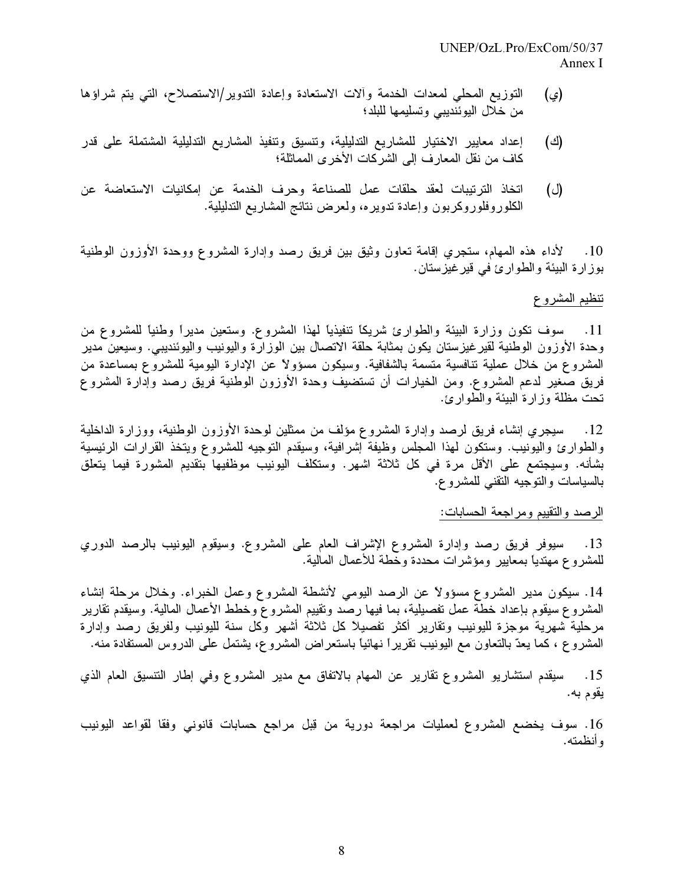(ي) التوزيع المحلي لمعدات الخدمة وآلات الاستعادة وإعادة التدوير/الاستصلاح، التي يتم شراؤها من خلال اليوئنديبي وتسليمها للبلد؛

(ك) إعداد معايير الاختيار للمشاريع التدليلية، وتنسيق وتنفيذ المشاريع التدليلية المشتملة على قدر كاف من نقل المعارف إلى الشركات الأخرى المماثلة؛

(ل) اتخاذ الترتيبات لعقد حلقات عمل للصناعة وحرف الخدمة عن إمكانيات الاستعاضة عن الكلوروفلوروكربون وإعادة تدويره، ولعرض نتائج المشاريع التدليلية.

10. لأداء هذه المهام، ستجري إقامة تعاون وثيق بين فريق رصد وإدارة المشروع ووحدة الأوزون الوطنية بوزارة البيئة والطوارئ في قيرغيزستان.

تنظيم المشروع

11. سوف تكون وزارة البيئة والطوارئ شريكاً تنفيذياً لهذا المشروع. وستعين مديراً وطنياً للمشروع من وحدة الأوزون الوطنية لقيرغيزستان يكون بمثابة حلقة الاتصال بين الوزارة واليونيب واليوئنديبي. وسيعين مدير المشروع من خلال عملية تنافسية متسمة بالشفافية. وسيكون مسؤولاً عن الإدارة اليومية للمشروع بمساعدة من فريق صغير لدعم المشروع. ومن الخيارات أن تستضيف وحدة الأوزون الوطنية فريق رصد وإدارة المشروع تحت مظلة وزارة البيئة والطوارئ.

12. سيجري إنشاء فريق لرصد وإدارة المشروع مؤلف من ممثلين لوحدة الأوزون الوطنية، ووزارة الداخلية والطوارئ واليونيب. وستكون لهذا المجلس وظيفة إشرافية، وسيقدم التوجيه للمشروع ويتخذ القرارات الرئيسية بشأنه. وسيجتمع على الأقل مرة في كل ثلاثة اشهر. وستكلف اليونيب موظفيها بتقديم المشورة فيما يتعلق بالسياسات والتوجيه التقني للمشروع.

الرصد والتقييم ومراجعة الحسابات:

13. سيوفر فريق رصد وإدارة المشروع الإشراف العام على المشروع. وسيقوم اليونيب بالرصد الدوري للمشروع مهتدياً بمعايير ومؤشرات محددة وخطة للأعمال المالية.

14. سيكون مدير المشروع مسؤولاً عن الرصد اليومي لأنشطة المشروع وعمل الخبراء. وخلال مرحلة إنشاء المشروع سيقوم بإعداد خطة عمل تفصيلية، بما فيها رصد وتقييم المشروع وخطط الأعمال المالية. وسيقدم تقارير مرحلية شهرية موجزة لليونيب وتقارير أكثر تفصيلاً كل ثلاثة أشهر وكل سنة لليونيب ولفريق رصد وإدارة المشروع ، كما يعدّ بالتعاون مع اليونيب تقريراً نهائياً باستعراض المشروع، يشتمل على الدروس المستفادة منه.

15. سيقدم استشاريو المشروع تقارير عن المهام بالاتفاق مع مدير المشروع وفي إطار التنسيق العام الذي يقوم به.

16. سوف يخضع المشروع لعمليات مراجعة دورية من قِبل مراجع حسابات قانوني وفقا لقواعد اليونيب وأنظمته.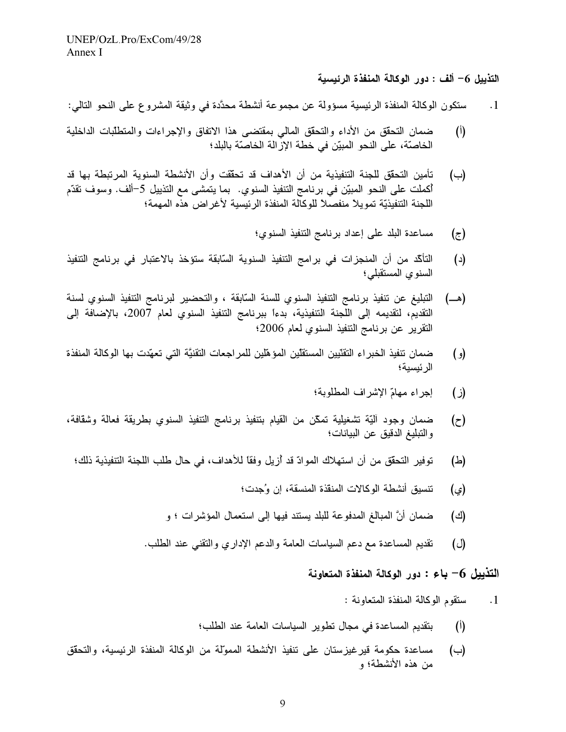**التذييل 6- ألف : دور الوكالة المنفذة الرئيسية**

1. ستكون الوكالة المنفذة الرئيسية مسؤولة عن مجموعة أنشطة محدَّدة في وثيقة المشروع على النحو التالي:

(أ) ضمان التحقّق من الأداء والتحقق المالي بمقتضى هذا الاتفاق والإجراءات والمتطلّبات الداخلية الخاصّة، على النحو المبيّن في خطة الإزالة الخاصّة بالبلد؛

(ب) تأمين التحقّق للجنة التنفيذية من أن الأهداف قد تحقّقت وأن الأنشطة السنوية المرتبطة بها قد أكملت على النحو المبيّن في برنامج التنفيذ السنوي. بما يتمشى مع التذييل 5-ألف. وسوف تقدّم اللجنة التنفيذيّة تمويلاً منفصلاً للوكالة المنفذة الرئيسية لأغراض هذه المهمة؛

(ج) مساعدة البلد على إعداد برنامج التنفيذ السنوي؛

(د) التأكّد من أن المنجزات في برامج التنفيذ السنوية السّابقة ستؤخذ بالاعتبار في برنامج التنفيذ السنوي المستقبلي؛

(هـ) التبليغ عن تنفيذ برنامج التنفيذ السنوي للسنة السّابقة ، والتحضير لبرنامج التنفيذ السنوي لسنة التقديم، لتقديمه إلى اللجنة التنفيذية، بدءاً ببرنامج التنفيذ السنوي لعام 2007، بالإضافة إلى التقرير عن برنامج التنفيذ السنوي لعام 2006؛

(و) ضمان تنفيذ الخبراء التقنيين المستقلين المؤهّلين للمراجعات التقنيّة التي تعهّدت بها الوكالة المنفذة الرئيسية؛

(ز) إجراء مهامّ الإشراف المطلوبة؛

(ح) ضمان وجود آليّة تشغيلية تمكّن من القيام بتنفيذ برنامج التنفيذ السنوي بطريقة فعالة وشفافة، والتبليغ الدقيق عن البيانات؛

(ط) توفير التحقّق من أن استهلاك الموادّ قد أزيل وفقاً للأهداف، في حال طلب اللجنة التنفيذية ذلك؛

(ي) تنسيق أنشطة الوكالات المنفّذة المنسقة، إن وُجدت؛

(ك) ضمان أنَّ المبالغ المدفوعة للبلد يستند فيها إلى استعمال المؤشرات ؛ و

(ل) تقديم المساعدة مع دعم السياسات العامة والدعم الإداري والتقني عند الطلب.

**التذييل 6- باء : دور الوكالة المنفذة المتعاونة**

1. ستقوم الوكالة المنفذة المتعاونة :

(أ) بتقديم المساعدة في مجال تطوير السياسات العامة عند الطلب؛

(ب) مساعدة حكومة قيرغيزستان على تنفيذ الأنشطة المموّلة من الوكالة المنفذة الرئيسية، والتحقّق من هذه الأنشطة؛ و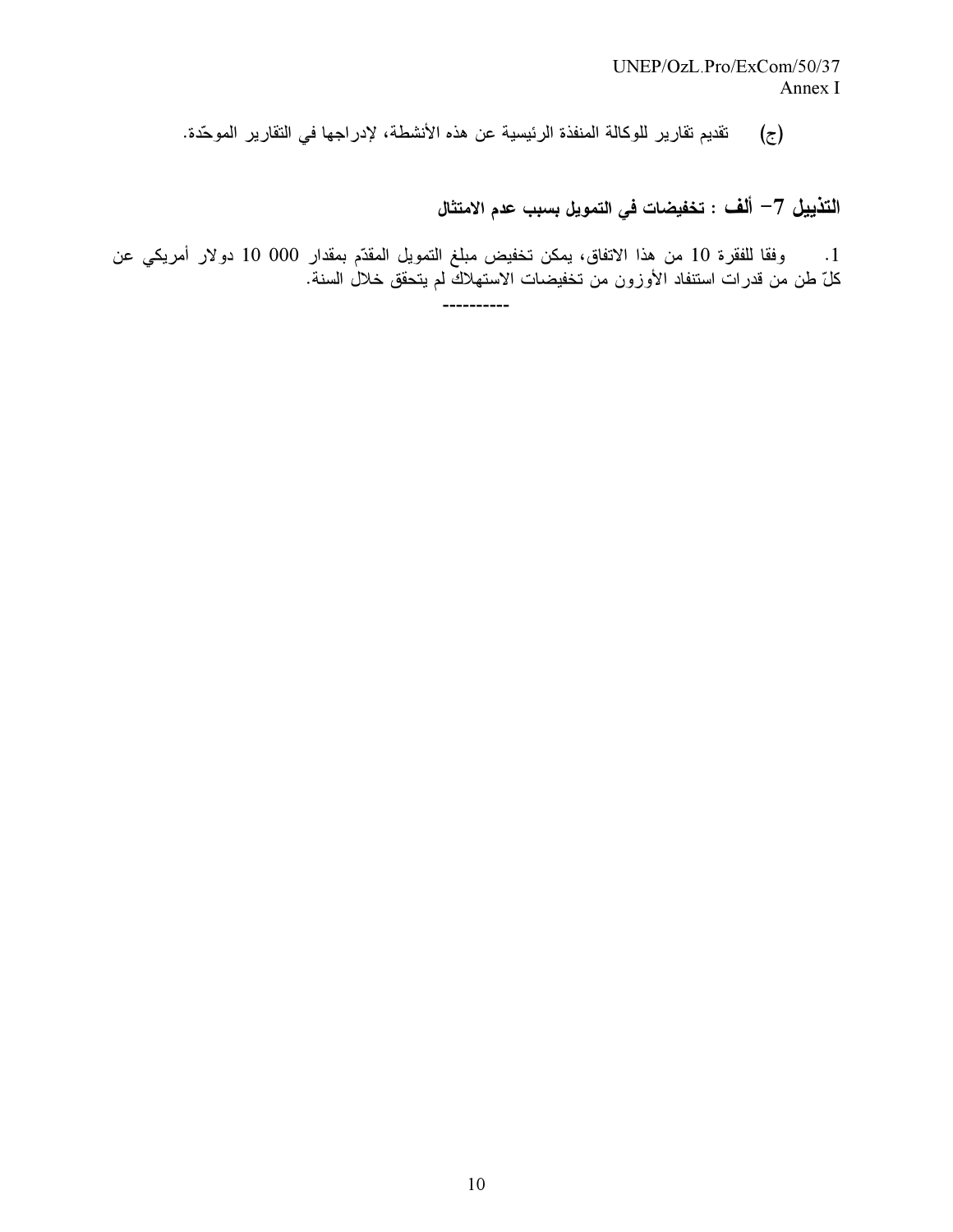(ج) تقديم تقارير للوكالة المنفذة الرئيسية عن هذه الأنشطة، لإدراجها في التقارير الموحّدة.

### التذييل 7– ألف : تخفيضات في التمويل بسبب عدم الامتثال

1. وفقا للفقرة 10 من هذا الاتفاق، يمكن تخفيض مبلغ التمويل المقدّم بمقدار 000 10 دولار أمريكي عن كلّ طن من قدرات استنفاد الأوزون من تخفيضات الاستهلاك لم يتحقق خلال السنة.

----------